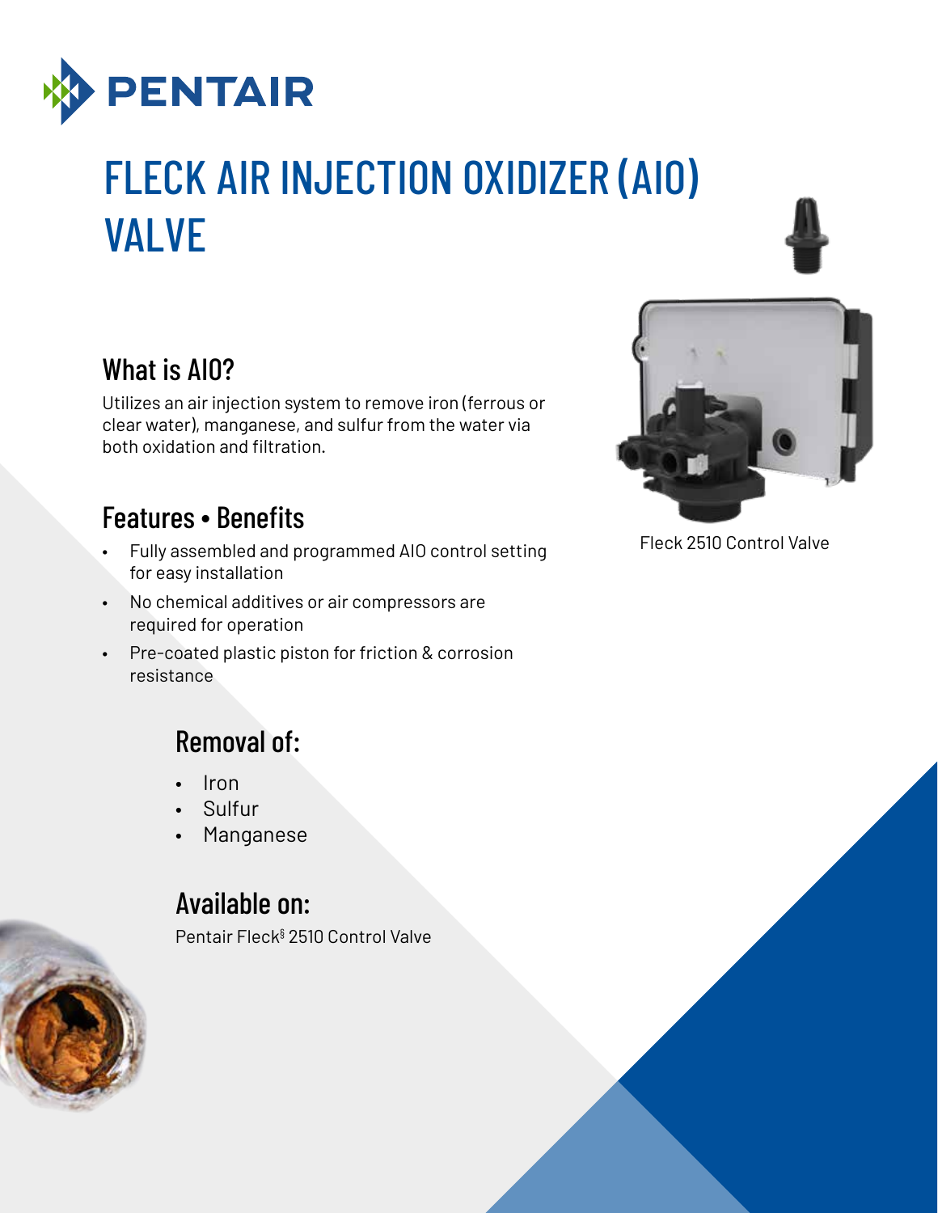# FLECK AIR INJECTION OXIDIZER (AIO) VALVE

## What is AIO?

Utilizes an air injection system to remove iron (ferrous or clear water), manganese, and sulfur from the water via both oxidation and filtration.

## Features • Benefits

- Fully assembled and programmed AIO control setting for easy installation
- No chemical additives or air compressors are required for operation
- Pre-coated plastic piston for friction & corrosion resistance

Fleck 2510 Control Valve

## Removal of:

- Iron
- Sulfur
- Manganese

## Available on:

Pentair Fleck§ 2510 Control Valve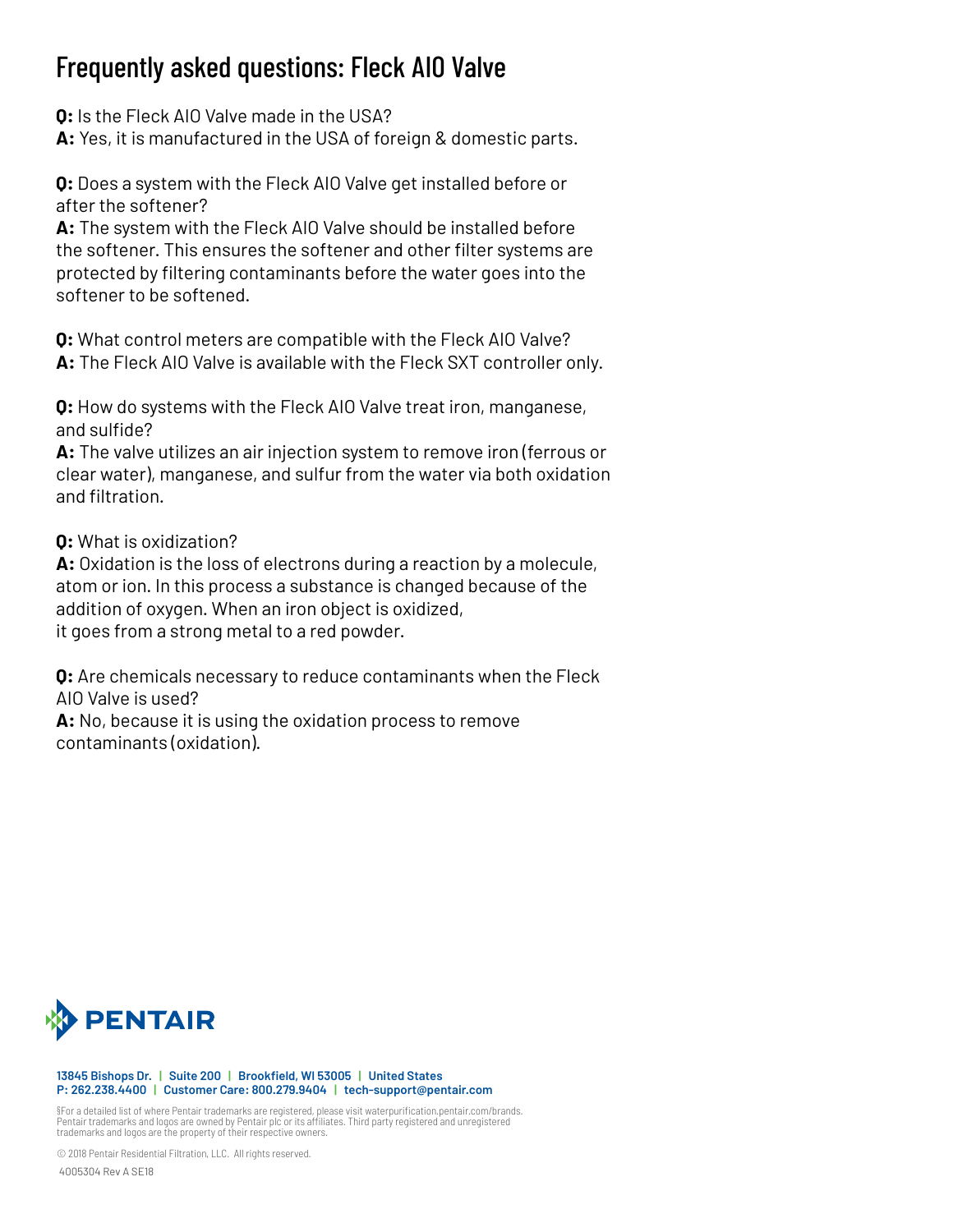# Frequently asked questions: Fleck AIO Valve

**Q:** Is the Fleck AIO Valve made in the USA?
**A:** Yes, it is manufactured in the USA of foreign & domestic parts.

**Q:** Does a system with the Fleck AIO Valve get installed before or after the softener?
**A:** The system with the Fleck AIO Valve should be installed before the softener. This ensures the softener and other filter systems are protected by filtering contaminants before the water goes into the softener to be softened.

**Q:** What control meters are compatible with the Fleck AIO Valve?
**A:** The Fleck AIO Valve is available with the Fleck SXT controller only.

**Q:** How do systems with the Fleck AIO Valve treat iron, manganese, and sulfide?
**A:** The valve utilizes an air injection system to remove iron (ferrous or clear water), manganese, and sulfur from the water via both oxidation and filtration.

**Q:** What is oxidization?
**A:** Oxidation is the loss of electrons during a reaction by a molecule, atom or ion. In this process a substance is changed because of the addition of oxygen. When an iron object is oxidized, it goes from a strong metal to a red powder.

**Q:** Are chemicals necessary to reduce contaminants when the Fleck AIO Valve is used?
**A:** No, because it is using the oxidation process to remove contaminants (oxidation).

PENTAIR

**13845 Bishops Dr. | Suite 200 | Brookfield, WI 53005 | United States**
**P: 262.238.4400 | Customer Care: 800.279.9404 | tech-support@pentair.com**

§For a detailed list of where Pentair trademarks are registered, please visit waterpurification.pentair.com/brands. Pentair trademarks and logos are owned by Pentair plc or its affiliates. Third party registered and unregistered trademarks and logos are the property of their respective owners.

© 2018 Pentair Residential Filtration, LLC. All rights reserved.

4005304 Rev A SE18